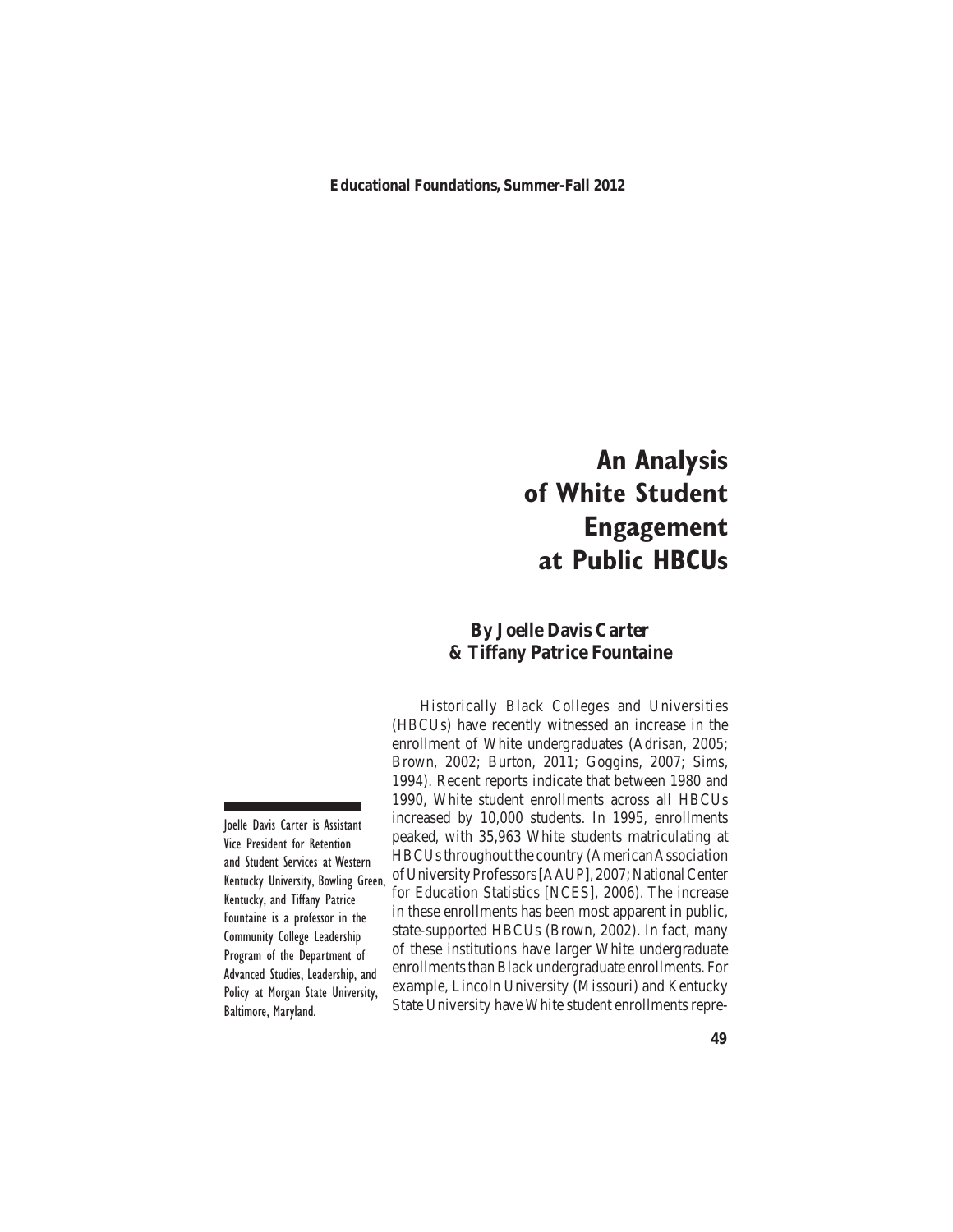# An Analysis of White Student Engagement at Public HBCUs

**By Joelle Davis Carter & Tiffany Patrice Fountaine**

Joelle Davis Carter is Assistant Vice President for Retention and Student Services at Western Kentucky University, Bowling Green, Kentucky, and Tiffany Patrice Fountaine is a professor in the Community College Leadership Program of the Department of Advanced Studies, Leadership, and Policy at Morgan State University, Baltimore, Maryland.

Historically Black Colleges and Universities (HBCUs) have recently witnessed an increase in the enrollment of White undergraduates (Adrisan, 2005; Brown, 2002; Burton, 2011; Goggins, 2007; Sims, 1994). Recent reports indicate that between 1980 and 1990, White student enrollments across all HBCUs increased by 10,000 students. In 1995, enrollments peaked, with 35,963 White students matriculating at HBCUs throughout the country (American Association of University Professors [AAUP], 2007; National Center for Education Statistics [NCES], 2006). The increase in these enrollments has been most apparent in public, state-supported HBCUs (Brown, 2002). In fact, many of these institutions have larger White undergraduate enrollments than Black undergraduate enrollments. For example, Lincoln University (Missouri) and Kentucky State University have White student enrollments repre-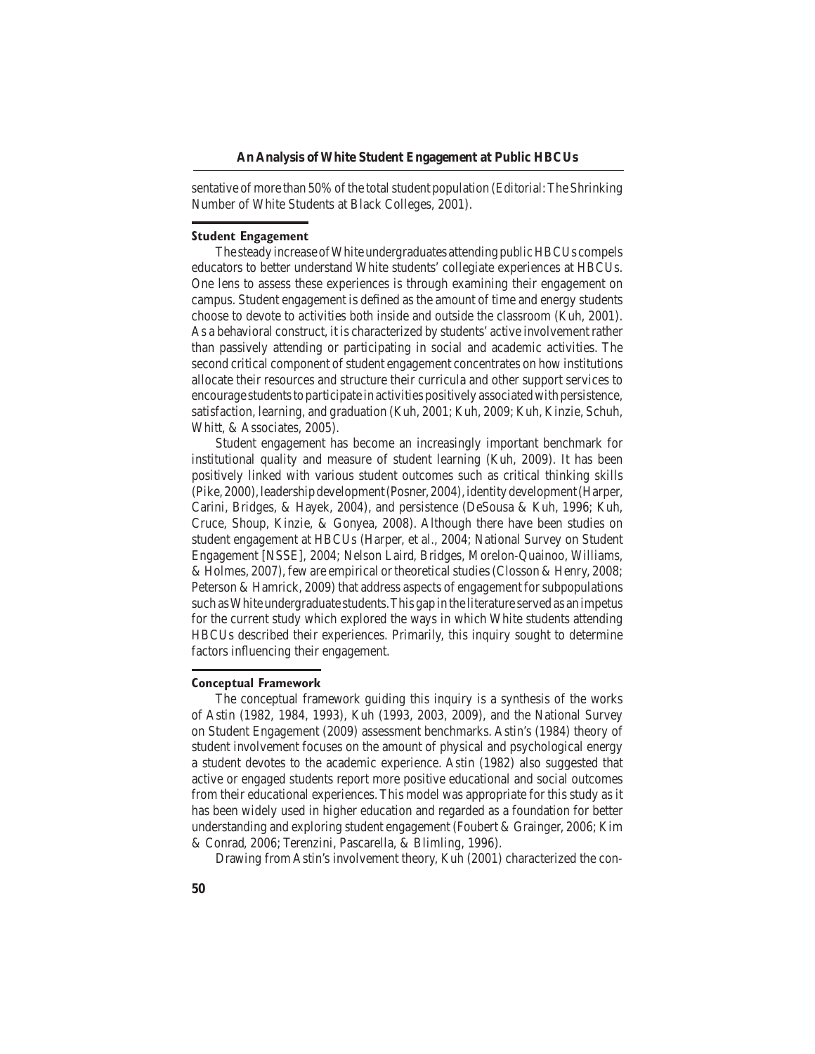sentative of more than 50% of the total student population (Editorial: The Shrinking Number of White Students at Black Colleges, 2001).

### Student Engagement

The steady increase of White undergraduates attending public HBCUs compels educators to better understand White students' collegiate experiences at HBCUs. One lens to assess these experiences is through examining their engagement on campus. Student engagement is defined as the amount of time and energy students choose to devote to activities both inside and outside the classroom (Kuh, 2001). As a behavioral construct, it is characterized by students' active involvement rather than passively attending or participating in social and academic activities. The second critical component of student engagement concentrates on how institutions allocate their resources and structure their curricula and other support services to encourage students to participate in activities positively associated with persistence, satisfaction, learning, and graduation (Kuh, 2001; Kuh, 2009; Kuh, Kinzie, Schuh, Whitt, & Associates, 2005).

Student engagement has become an increasingly important benchmark for institutional quality and measure of student learning (Kuh, 2009). It has been positively linked with various student outcomes such as critical thinking skills (Pike, 2000), leadership development (Posner, 2004), identity development (Harper, Carini, Bridges, & Hayek, 2004), and persistence (DeSousa & Kuh, 1996; Kuh, Cruce, Shoup, Kinzie, & Gonyea, 2008). Although there have been studies on student engagement at HBCUs (Harper, et al., 2004; National Survey on Student Engagement [NSSE], 2004; Nelson Laird, Bridges, Morelon-Quainoo, Williams, & Holmes, 2007), few are empirical or theoretical studies (Closson & Henry, 2008; Peterson & Hamrick, 2009) that address aspects of engagement for subpopulations such as White undergraduate students. This gap in the literature served as an impetus for the current study which explored the ways in which White students attending HBCUs described their experiences. Primarily, this inquiry sought to determine factors influencing their engagement.

### Conceptual Framework

The conceptual framework guiding this inquiry is a synthesis of the works of Astin (1982, 1984, 1993), Kuh (1993, 2003, 2009), and the National Survey on Student Engagement (2009) assessment benchmarks. Astin's (1984) theory of student involvement focuses on the amount of physical and psychological energy a student devotes to the academic experience. Astin (1982) also suggested that active or engaged students report more positive educational and social outcomes from their educational experiences. This model was appropriate for this study as it has been widely used in higher education and regarded as a foundation for better understanding and exploring student engagement (Foubert & Grainger, 2006; Kim & Conrad, 2006; Terenzini, Pascarella, & Blimling, 1996).

Drawing from Astin's involvement theory, Kuh (2001) characterized the con-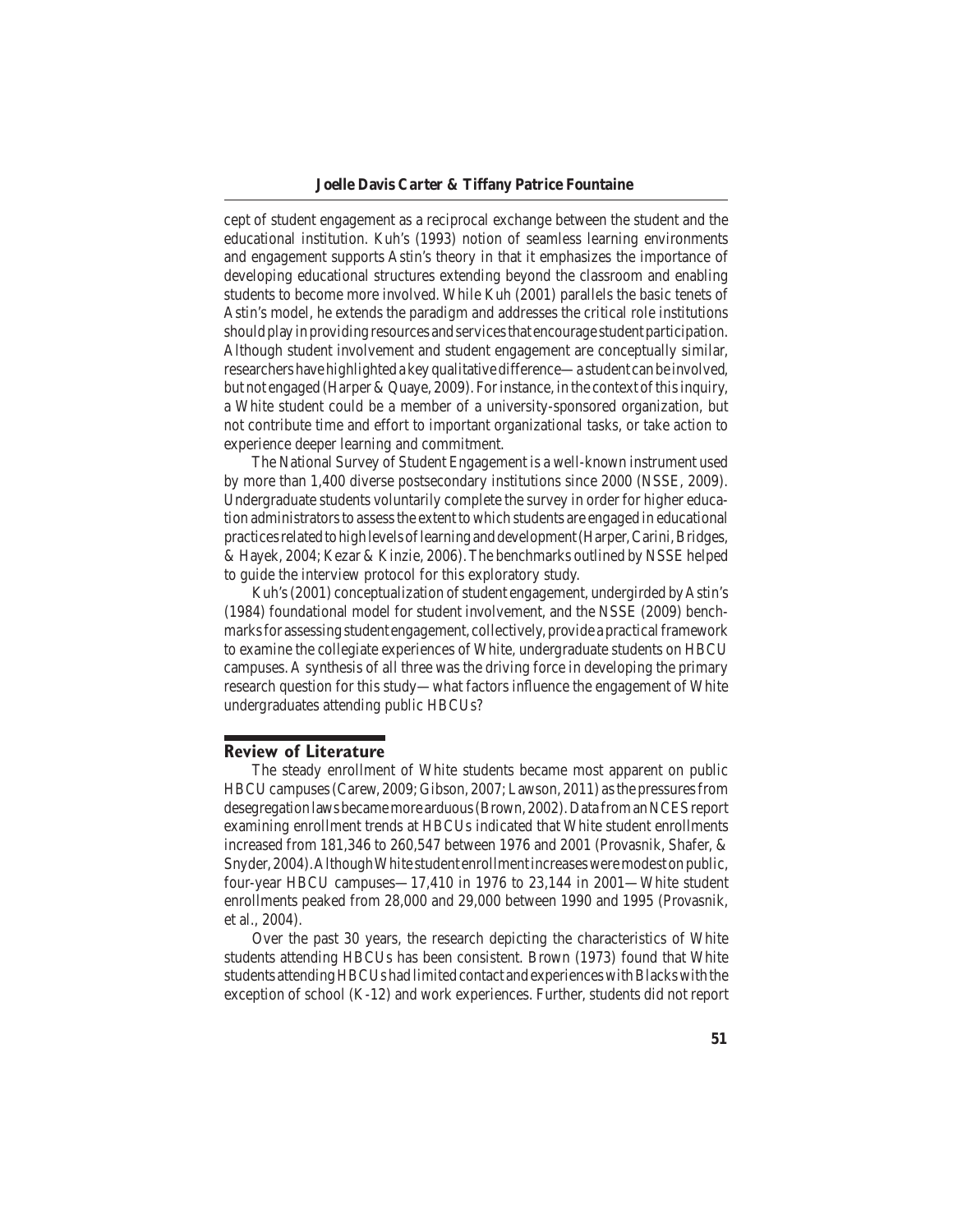cept of student engagement as a reciprocal exchange between the student and the educational institution. Kuh's (1993) notion of seamless learning environments and engagement supports Astin's theory in that it emphasizes the importance of developing educational structures extending beyond the classroom and enabling students to become more involved. While Kuh (2001) parallels the basic tenets of Astin's model, he extends the paradigm and addresses the critical role institutions should play in providing resources and services that encourage student participation. Although student involvement and student engagement are conceptually similar, researchers have highlighted a key qualitative difference—a student can be involved, but not engaged (Harper & Quaye, 2009). For instance, in the context of this inquiry, a White student could be a member of a university-sponsored organization, but not contribute time and effort to important organizational tasks, or take action to experience deeper learning and commitment.

The National Survey of Student Engagement is a well-known instrument used by more than 1,400 diverse postsecondary institutions since 2000 (NSSE, 2009). Undergraduate students voluntarily complete the survey in order for higher education administrators to assess the extent to which students are engaged in educational practices related to high levels of learning and development (Harper, Carini, Bridges, & Hayek, 2004; Kezar & Kinzie, 2006). The benchmarks outlined by NSSE helped to guide the interview protocol for this exploratory study.

Kuh's (2001) conceptualization of student engagement, undergirded by Astin's (1984) foundational model for student involvement, and the NSSE (2009) benchmarks for assessing student engagement, collectively, provide a practical framework to examine the collegiate experiences of White, undergraduate students on HBCU campuses. A synthesis of all three was the driving force in developing the primary research question for this study—what factors influence the engagement of White undergraduates attending public HBCUs?

## Review of Literature

The steady enrollment of White students became most apparent on public HBCU campuses (Carew, 2009; Gibson, 2007; Lawson, 2011) as the pressures from desegregation laws became more arduous (Brown, 2002). Data from an NCES report examining enrollment trends at HBCUs indicated that White student enrollments increased from 181,346 to 260,547 between 1976 and 2001 (Provasnik, Shafer, & Snyder, 2004). Although White student enrollment increases were modest on public, four-year HBCU campuses—17,410 in 1976 to 23,144 in 2001—White student enrollments peaked from 28,000 and 29,000 between 1990 and 1995 (Provasnik, et al., 2004).

Over the past 30 years, the research depicting the characteristics of White students attending HBCUs has been consistent. Brown (1973) found that White students attending HBCUs had limited contact and experiences with Blacks with the exception of school (K-12) and work experiences. Further, students did not report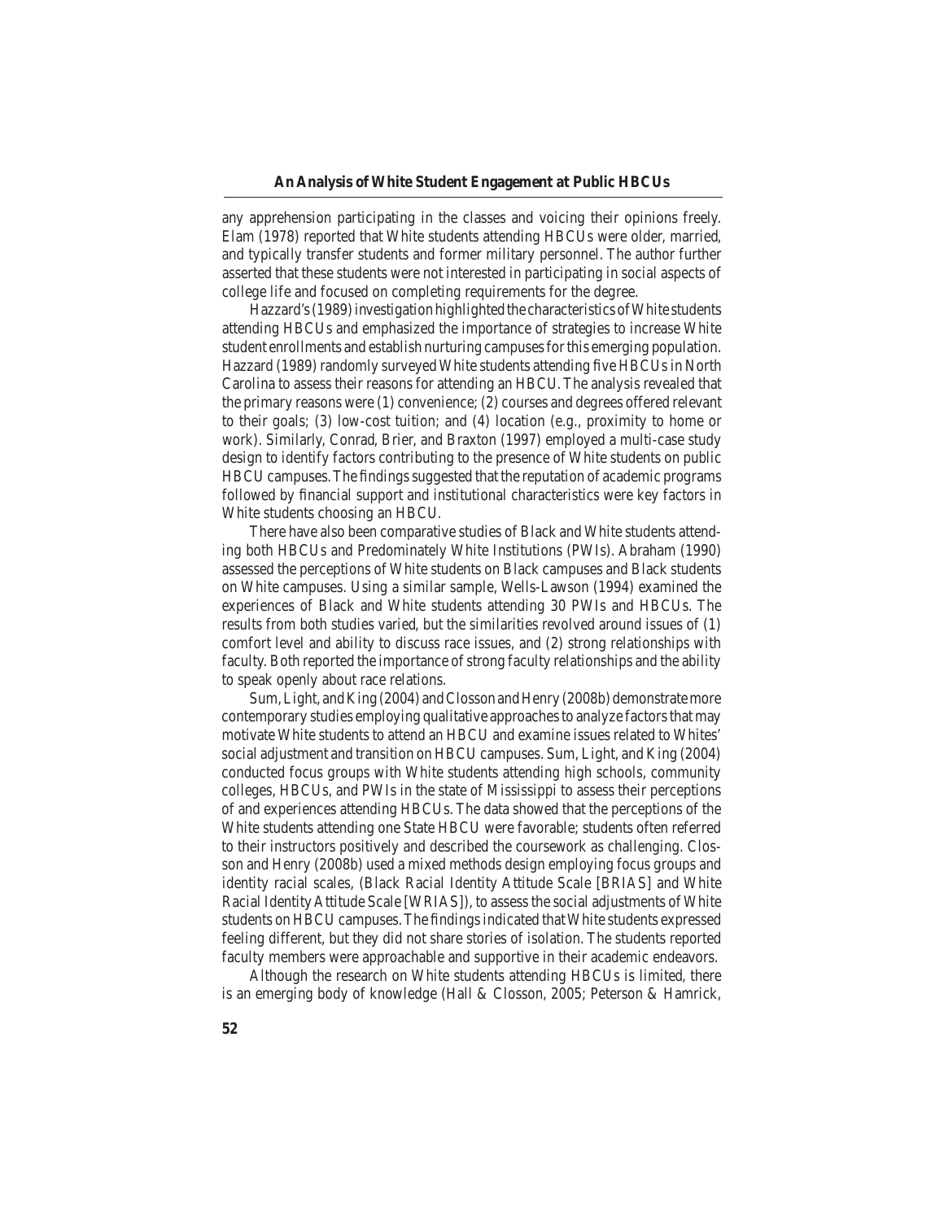any apprehension participating in the classes and voicing their opinions freely. Elam (1978) reported that White students attending HBCUs were older, married, and typically transfer students and former military personnel. The author further asserted that these students were not interested in participating in social aspects of college life and focused on completing requirements for the degree.

Hazzard's (1989) investigation highlighted the characteristics of White students attending HBCUs and emphasized the importance of strategies to increase White student enrollments and establish nurturing campuses for this emerging population. Hazzard (1989) randomly surveyed White students attending five HBCUs in North Carolina to assess their reasons for attending an HBCU. The analysis revealed that the primary reasons were (1) convenience; (2) courses and degrees offered relevant to their goals; (3) low-cost tuition; and (4) location (e.g., proximity to home or work). Similarly, Conrad, Brier, and Braxton (1997) employed a multi-case study design to identify factors contributing to the presence of White students on public HBCU campuses. The findings suggested that the reputation of academic programs followed by financial support and institutional characteristics were key factors in White students choosing an HBCU.

There have also been comparative studies of Black and White students attending both HBCUs and Predominately White Institutions (PWIs). Abraham (1990) assessed the perceptions of White students on Black campuses and Black students on White campuses. Using a similar sample, Wells-Lawson (1994) examined the experiences of Black and White students attending 30 PWIs and HBCUs. The results from both studies varied, but the similarities revolved around issues of (1) comfort level and ability to discuss race issues, and (2) strong relationships with faculty. Both reported the importance of strong faculty relationships and the ability to speak openly about race relations.

Sum, Light, and King (2004) and Closson and Henry (2008b) demonstrate more contemporary studies employing qualitative approaches to analyze factors that may motivate White students to attend an HBCU and examine issues related to Whites' social adjustment and transition on HBCU campuses. Sum, Light, and King (2004) conducted focus groups with White students attending high schools, community colleges, HBCUs, and PWIs in the state of Mississippi to assess their perceptions of and experiences attending HBCUs. The data showed that the perceptions of the White students attending one State HBCU were favorable; students often referred to their instructors positively and described the coursework as challenging. Closson and Henry (2008b) used a mixed methods design employing focus groups and identity racial scales, (Black Racial Identity Attitude Scale [BRIAS] and White Racial Identity Attitude Scale [WRIAS]), to assess the social adjustments of White students on HBCU campuses. The findings indicated that White students expressed feeling different, but they did not share stories of isolation. The students reported faculty members were approachable and supportive in their academic endeavors.

Although the research on White students attending HBCUs is limited, there is an emerging body of knowledge (Hall & Closson, 2005; Peterson & Hamrick,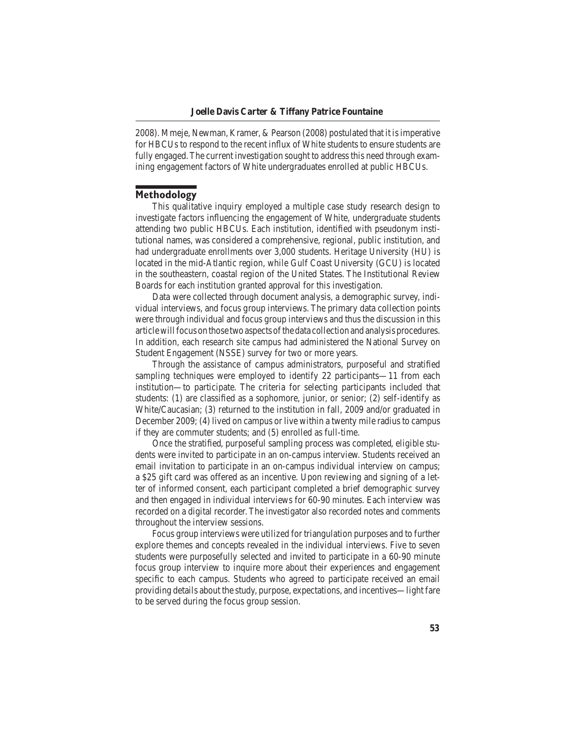2008). Mmeje, Newman, Kramer, & Pearson (2008) postulated that it is imperative for HBCUs to respond to the recent influx of White students to ensure students are fully engaged. The current investigation sought to address this need through examining engagement factors of White undergraduates enrolled at public HBCUs.

## Methodology

This qualitative inquiry employed a multiple case study research design to investigate factors influencing the engagement of White, undergraduate students attending two public HBCUs. Each institution, identified with pseudonym institutional names, was considered a comprehensive, regional, public institution, and had undergraduate enrollments over 3,000 students. Heritage University (HU) is located in the mid-Atlantic region, while Gulf Coast University (GCU) is located in the southeastern, coastal region of the United States. The Institutional Review Boards for each institution granted approval for this investigation.

Data were collected through document analysis, a demographic survey, individual interviews, and focus group interviews. The primary data collection points were through individual and focus group interviews and thus the discussion in this article will focus on those two aspects of the data collection and analysis procedures. In addition, each research site campus had administered the National Survey on Student Engagement (NSSE) survey for two or more years.

Through the assistance of campus administrators, purposeful and stratified sampling techniques were employed to identify 22 participants—11 from each institution—to participate. The criteria for selecting participants included that students: (1) are classified as a sophomore, junior, or senior; (2) self-identify as White/Caucasian; (3) returned to the institution in fall, 2009 and/or graduated in December 2009; (4) lived on campus or live within a twenty mile radius to campus if they are commuter students; and (5) enrolled as full-time.

Once the stratified, purposeful sampling process was completed, eligible students were invited to participate in an on-campus interview. Students received an email invitation to participate in an on-campus individual interview on campus; a $25 gift card was offered as an incentive. Upon reviewing and signing of a letter of informed consent, each participant completed a brief demographic survey and then engaged in individual interviews for 60-90 minutes. Each interview was recorded on a digital recorder. The investigator also recorded notes and comments throughout the interview sessions.

Focus group interviews were utilized for triangulation purposes and to further explore themes and concepts revealed in the individual interviews. Five to seven students were purposefully selected and invited to participate in a 60-90 minute focus group interview to inquire more about their experiences and engagement specific to each campus. Students who agreed to participate received an email providing details about the study, purpose, expectations, and incentives—light fare to be served during the focus group session.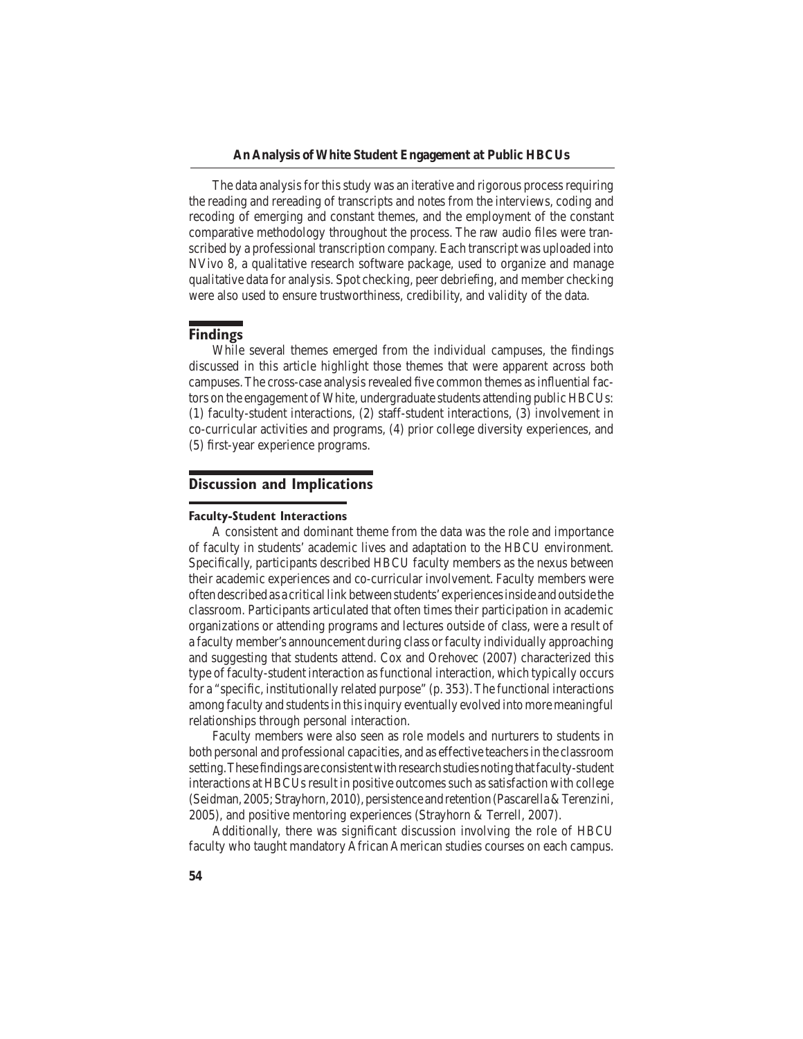The data analysis for this study was an iterative and rigorous process requiring the reading and rereading of transcripts and notes from the interviews, coding and recoding of emerging and constant themes, and the employment of the constant comparative methodology throughout the process. The raw audio files were transcribed by a professional transcription company. Each transcript was uploaded into NVivo 8, a qualitative research software package, used to organize and manage qualitative data for analysis. Spot checking, peer debriefing, and member checking were also used to ensure trustworthiness, credibility, and validity of the data.

## Findings

While several themes emerged from the individual campuses, the findings discussed in this article highlight those themes that were apparent across both campuses. The cross-case analysis revealed five common themes as influential factors on the engagement of White, undergraduate students attending public HBCUs: (1) faculty-student interactions, (2) staff-student interactions, (3) involvement in co-curricular activities and programs, (4) prior college diversity experiences, and (5) first-year experience programs.

## Discussion and Implications

### Faculty-Student Interactions

A consistent and dominant theme from the data was the role and importance of faculty in students' academic lives and adaptation to the HBCU environment. Specifically, participants described HBCU faculty members as the nexus between their academic experiences and co-curricular involvement. Faculty members were often described as a critical link between students' experiences inside and outside the classroom. Participants articulated that often times their participation in academic organizations or attending programs and lectures outside of class, were a result of a faculty member's announcement during class or faculty individually approaching and suggesting that students attend. Cox and Orehovec (2007) characterized this type of faculty-student interaction as functional interaction, which typically occurs for a "specific, institutionally related purpose" (p. 353). The functional interactions among faculty and students in this inquiry eventually evolved into more meaningful relationships through personal interaction.

Faculty members were also seen as role models and nurturers to students in both personal and professional capacities, and as effective teachers in the classroom setting. These findings are consistent with research studies noting that faculty-student interactions at HBCUs result in positive outcomes such as satisfaction with college (Seidman, 2005; Strayhorn, 2010), persistence and retention (Pascarella & Terenzini, 2005), and positive mentoring experiences (Strayhorn & Terrell, 2007).

Additionally, there was significant discussion involving the role of HBCU faculty who taught mandatory African American studies courses on each campus.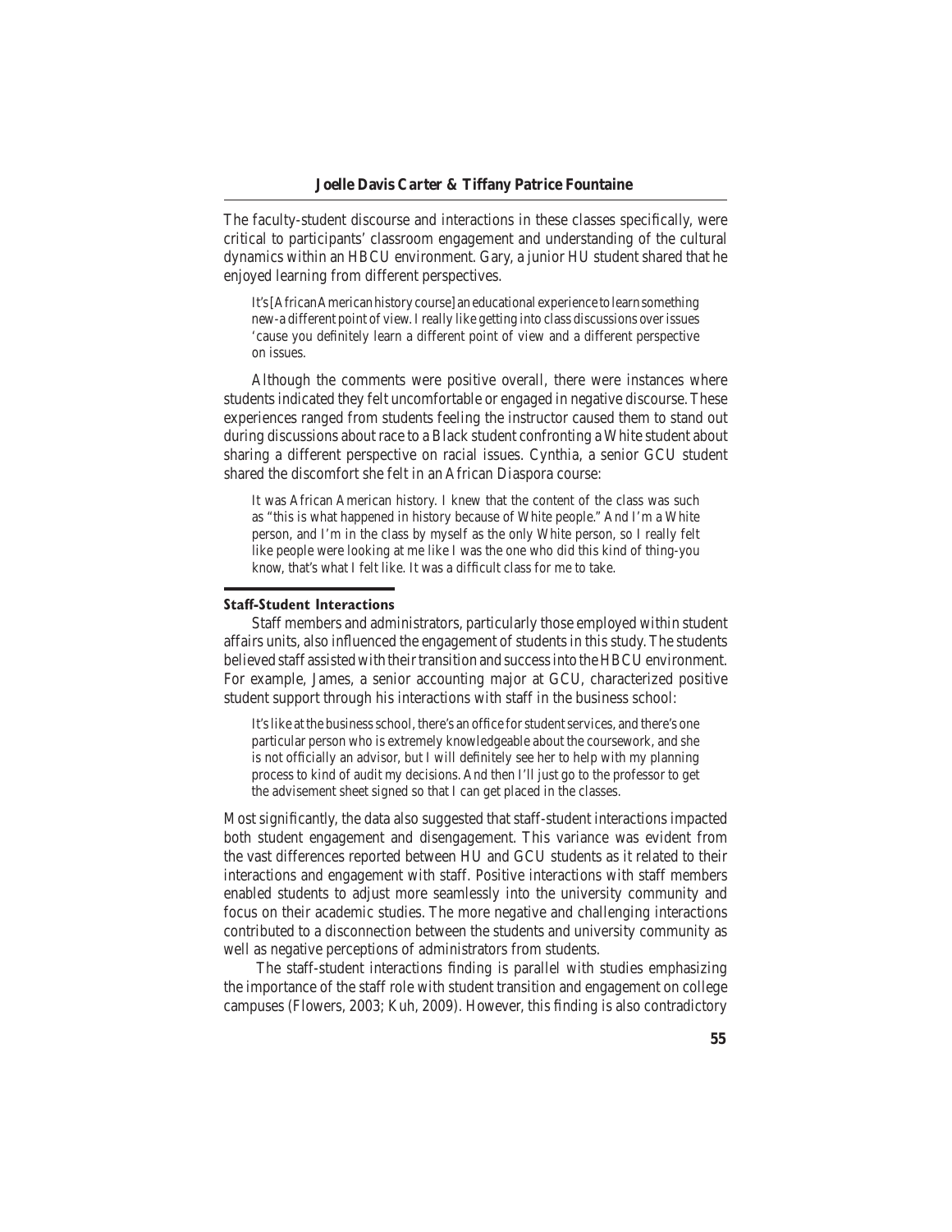The faculty-student discourse and interactions in these classes specifically, were critical to participants' classroom engagement and understanding of the cultural dynamics within an HBCU environment. Gary, a junior HU student shared that he enjoyed learning from different perspectives.

> It's [African American history course] an educational experience to learn something new-a different point of view. I really like getting into class discussions over issues 'cause you definitely learn a different point of view and a different perspective on issues.

Although the comments were positive overall, there were instances where students indicated they felt uncomfortable or engaged in negative discourse. These experiences ranged from students feeling the instructor caused them to stand out during discussions about race to a Black student confronting a White student about sharing a different perspective on racial issues. Cynthia, a senior GCU student shared the discomfort she felt in an African Diaspora course:

> It was African American history. I knew that the content of the class was such as "this is what happened in history because of White people." And I'm a White person, and I'm in the class by myself as the only White person, so I really felt like people were looking at me like I was the one who did this kind of thing-you know, that's what I felt like. It was a difficult class for me to take.

### Staff-Student Interactions

Staff members and administrators, particularly those employed within student affairs units, also influenced the engagement of students in this study. The students believed staff assisted with their transition and success into the HBCU environment. For example, James, a senior accounting major at GCU, characterized positive student support through his interactions with staff in the business school:

> It's like at the business school, there's an office for student services, and there's one particular person who is extremely knowledgeable about the coursework, and she is not officially an advisor, but I will definitely see her to help with my planning process to kind of audit my decisions. And then I'll just go to the professor to get the advisement sheet signed so that I can get placed in the classes.

Most significantly, the data also suggested that staff-student interactions impacted both student engagement and disengagement. This variance was evident from the vast differences reported between HU and GCU students as it related to their interactions and engagement with staff. Positive interactions with staff members enabled students to adjust more seamlessly into the university community and focus on their academic studies. The more negative and challenging interactions contributed to a disconnection between the students and university community as well as negative perceptions of administrators from students.

The staff-student interactions finding is parallel with studies emphasizing the importance of the staff role with student transition and engagement on college campuses (Flowers, 2003; Kuh, 2009). However, this finding is also contradictory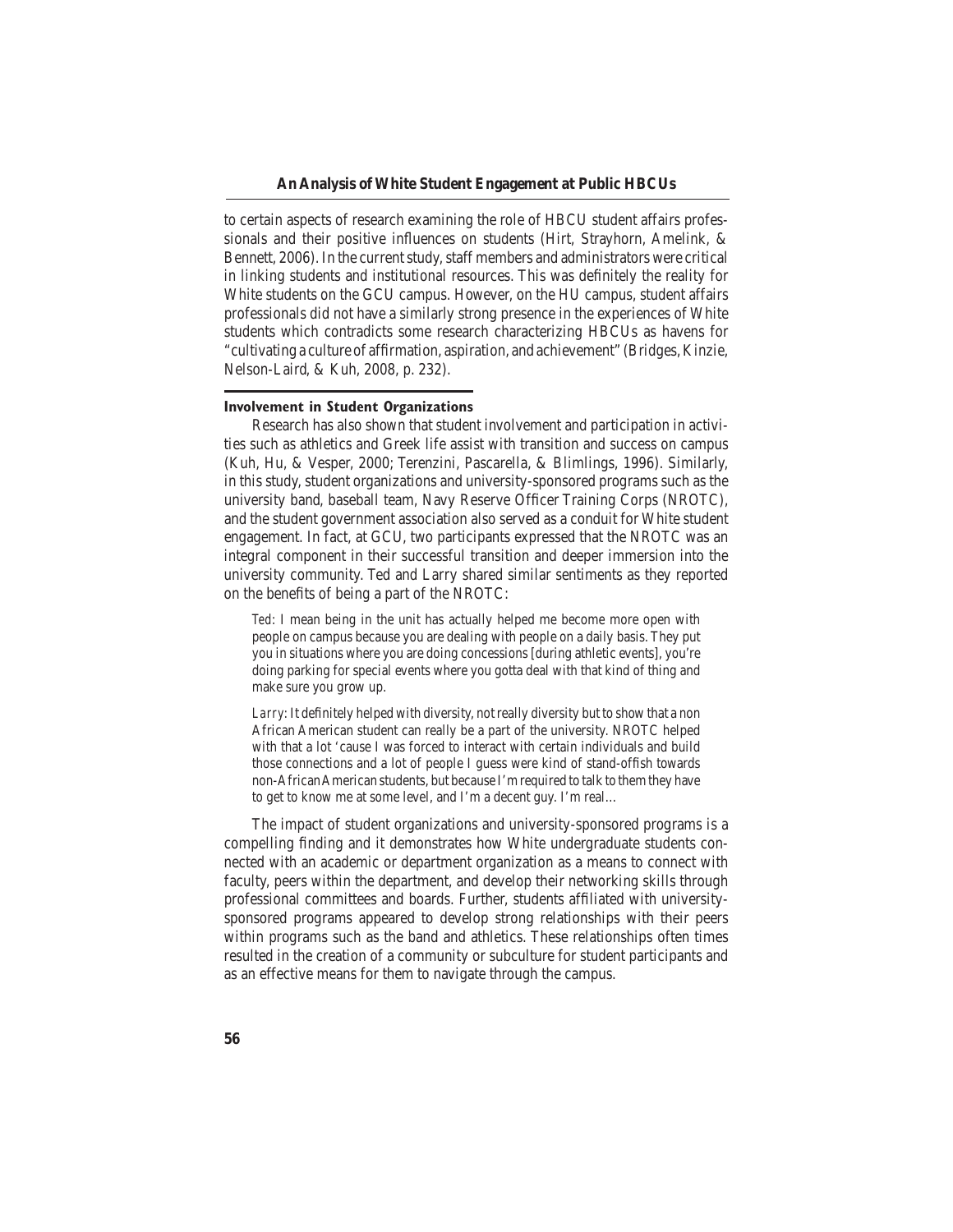to certain aspects of research examining the role of HBCU student affairs professionals and their positive influences on students (Hirt, Strayhorn, Amelink, & Bennett, 2006). In the current study, staff members and administrators were critical in linking students and institutional resources. This was definitely the reality for White students on the GCU campus. However, on the HU campus, student affairs professionals did not have a similarly strong presence in the experiences of White students which contradicts some research characterizing HBCUs as havens for "cultivating a culture of affirmation, aspiration, and achievement" (Bridges, Kinzie, Nelson-Laird, & Kuh, 2008, p. 232).

### Involvement in Student Organizations

Research has also shown that student involvement and participation in activities such as athletics and Greek life assist with transition and success on campus (Kuh, Hu, & Vesper, 2000; Terenzini, Pascarella, & Blimlings, 1996). Similarly, in this study, student organizations and university-sponsored programs such as the university band, baseball team, Navy Reserve Officer Training Corps (NROTC), and the student government association also served as a conduit for White student engagement. In fact, at GCU, two participants expressed that the NROTC was an integral component in their successful transition and deeper immersion into the university community. Ted and Larry shared similar sentiments as they reported on the benefits of being a part of the NROTC:

> *Ted*: I mean being in the unit has actually helped me become more open with people on campus because you are dealing with people on a daily basis. They put you in situations where you are doing concessions [during athletic events], you're doing parking for special events where you gotta deal with that kind of thing and make sure you grow up.
>
> *Larry*: It definitely helped with diversity, not really diversity but to show that a non African American student can really be a part of the university. NROTC helped with that a lot 'cause I was forced to interact with certain individuals and build those connections and a lot of people I guess were kind of stand-offish towards non-African American students, but because I'm required to talk to them they have to get to know me at some level, and I'm a decent guy. I'm real…

The impact of student organizations and university-sponsored programs is a compelling finding and it demonstrates how White undergraduate students connected with an academic or department organization as a means to connect with faculty, peers within the department, and develop their networking skills through professional committees and boards. Further, students affiliated with university-sponsored programs appeared to develop strong relationships with their peers within programs such as the band and athletics. These relationships often times resulted in the creation of a community or subculture for student participants and as an effective means for them to navigate through the campus.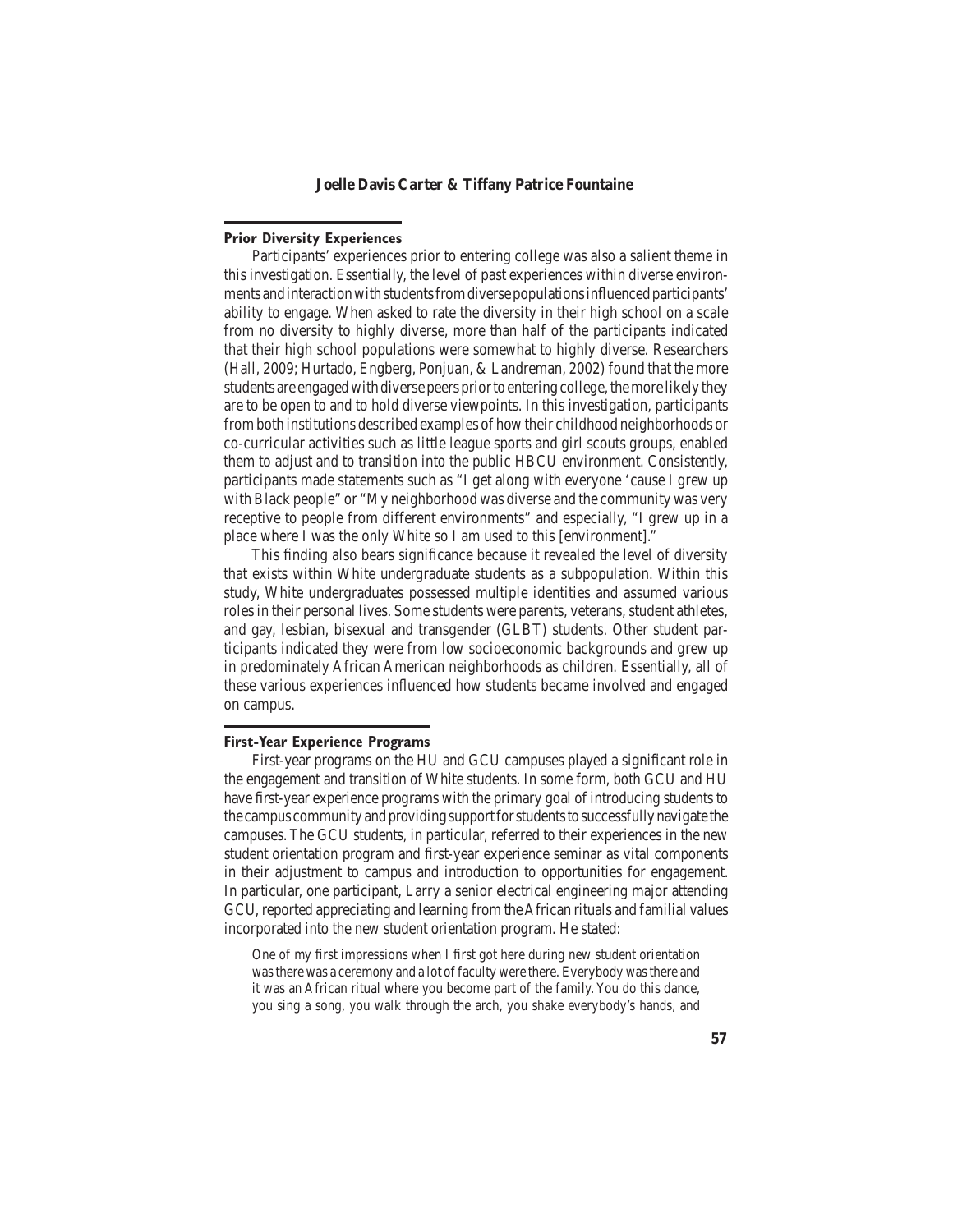### Prior Diversity Experiences

Participants' experiences prior to entering college was also a salient theme in this investigation. Essentially, the level of past experiences within diverse environments and interaction with students from diverse populations influenced participants' ability to engage. When asked to rate the diversity in their high school on a scale from no diversity to highly diverse, more than half of the participants indicated that their high school populations were somewhat to highly diverse. Researchers (Hall, 2009; Hurtado, Engberg, Ponjuan, & Landreman, 2002) found that the more students are engaged with diverse peers prior to entering college, the more likely they are to be open to and to hold diverse viewpoints. In this investigation, participants from both institutions described examples of how their childhood neighborhoods or co-curricular activities such as little league sports and girl scouts groups, enabled them to adjust and to transition into the public HBCU environment. Consistently, participants made statements such as "I get along with everyone 'cause I grew up with Black people" or "My neighborhood was diverse and the community was very receptive to people from different environments" and especially, "I grew up in a place where I was the only White so I am used to this [environment]."

This finding also bears significance because it revealed the level of diversity that exists within White undergraduate students as a subpopulation. Within this study, White undergraduates possessed multiple identities and assumed various roles in their personal lives. Some students were parents, veterans, student athletes, and gay, lesbian, bisexual and transgender (GLBT) students. Other student participants indicated they were from low socioeconomic backgrounds and grew up in predominately African American neighborhoods as children. Essentially, all of these various experiences influenced how students became involved and engaged on campus.

### First-Year Experience Programs

First-year programs on the HU and GCU campuses played a significant role in the engagement and transition of White students. In some form, both GCU and HU have first-year experience programs with the primary goal of introducing students to the campus community and providing support for students to successfully navigate the campuses. The GCU students, in particular, referred to their experiences in the new student orientation program and first-year experience seminar as vital components in their adjustment to campus and introduction to opportunities for engagement. In particular, one participant, Larry a senior electrical engineering major attending GCU, reported appreciating and learning from the African rituals and familial values incorporated into the new student orientation program. He stated:

> One of my first impressions when I first got here during new student orientation was there was a ceremony and a lot of faculty were there. Everybody was there and it was an African ritual where you become part of the family. You do this dance, you sing a song, you walk through the arch, you shake everybody's hands, and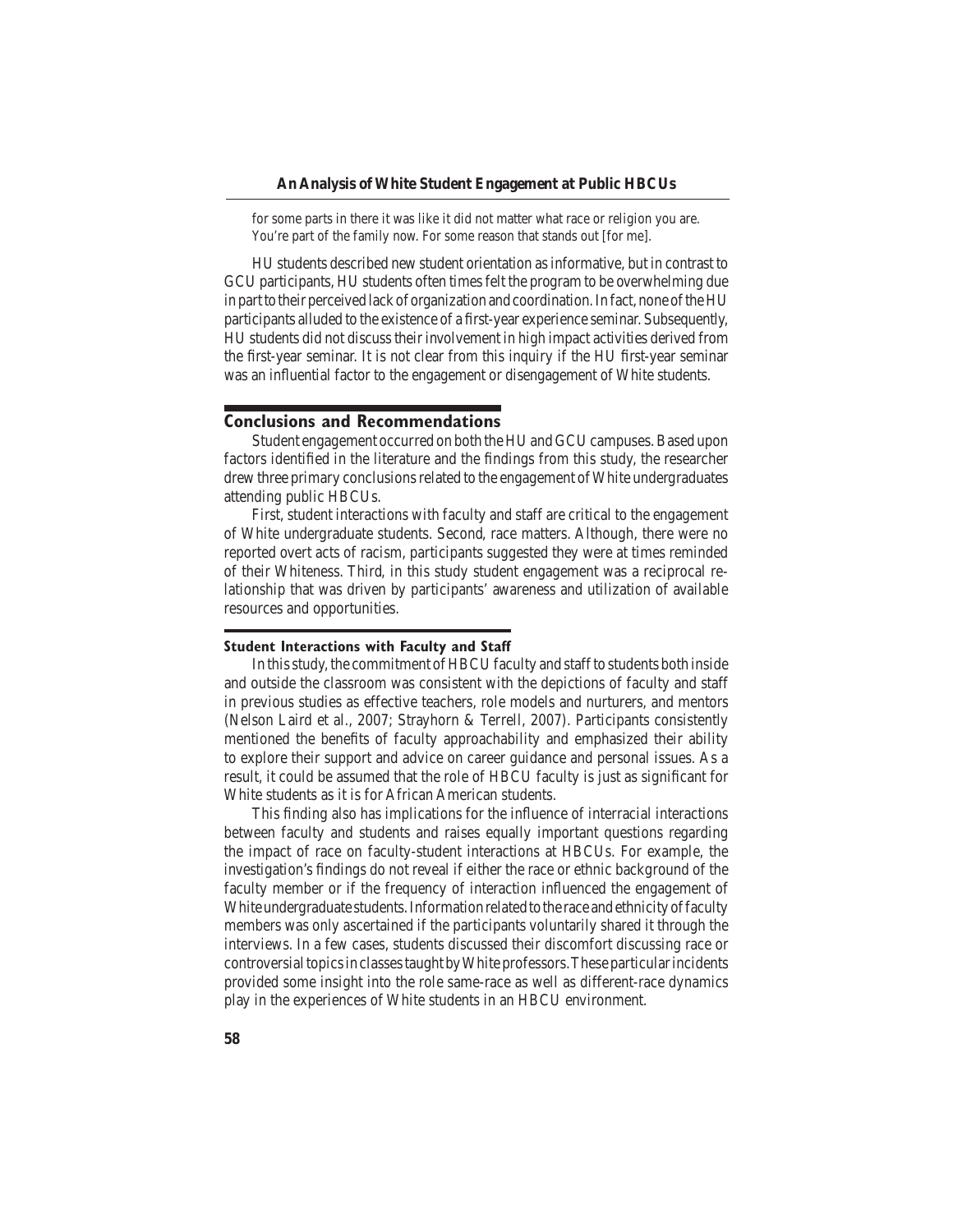for some parts in there it was like it did not matter what race or religion you are. You're part of the family now. For some reason that stands out [for me].

HU students described new student orientation as informative, but in contrast to GCU participants, HU students often times felt the program to be overwhelming due in part to their perceived lack of organization and coordination. In fact, none of the HU participants alluded to the existence of a first-year experience seminar. Subsequently, HU students did not discuss their involvement in high impact activities derived from the first-year seminar. It is not clear from this inquiry if the HU first-year seminar was an influential factor to the engagement or disengagement of White students.

## Conclusions and Recommendations

Student engagement occurred on both the HU and GCU campuses. Based upon factors identified in the literature and the findings from this study, the researcher drew three primary conclusions related to the engagement of White undergraduates attending public HBCUs.

First, student interactions with faculty and staff are critical to the engagement of White undergraduate students. Second, race matters. Although, there were no reported overt acts of racism, participants suggested they were at times reminded of their Whiteness. Third, in this study student engagement was a reciprocal relationship that was driven by participants' awareness and utilization of available resources and opportunities.

### Student Interactions with Faculty and Staff

In this study, the commitment of HBCU faculty and staff to students both inside and outside the classroom was consistent with the depictions of faculty and staff in previous studies as effective teachers, role models and nurturers, and mentors (Nelson Laird et al., 2007; Strayhorn & Terrell, 2007). Participants consistently mentioned the benefits of faculty approachability and emphasized their ability to explore their support and advice on career guidance and personal issues. As a result, it could be assumed that the role of HBCU faculty is just as significant for White students as it is for African American students.

This finding also has implications for the influence of interracial interactions between faculty and students and raises equally important questions regarding the impact of race on faculty-student interactions at HBCUs. For example, the investigation's findings do not reveal if either the race or ethnic background of the faculty member or if the frequency of interaction influenced the engagement of White undergraduate students. Information related to the race and ethnicity of faculty members was only ascertained if the participants voluntarily shared it through the interviews. In a few cases, students discussed their discomfort discussing race or controversial topics in classes taught by White professors. These particular incidents provided some insight into the role same-race as well as different-race dynamics play in the experiences of White students in an HBCU environment.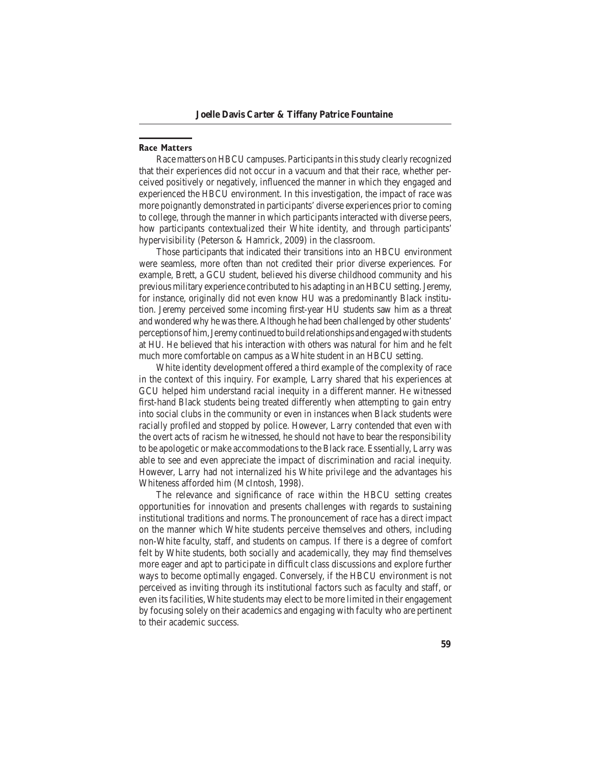### Race Matters

Race matters on HBCU campuses. Participants in this study clearly recognized that their experiences did not occur in a vacuum and that their race, whether perceived positively or negatively, influenced the manner in which they engaged and experienced the HBCU environment. In this investigation, the impact of race was more poignantly demonstrated in participants' diverse experiences prior to coming to college, through the manner in which participants interacted with diverse peers, how participants contextualized their White identity, and through participants' hypervisibility (Peterson & Hamrick, 2009) in the classroom.

Those participants that indicated their transitions into an HBCU environment were seamless, more often than not credited their prior diverse experiences. For example, Brett, a GCU student, believed his diverse childhood community and his previous military experience contributed to his adapting in an HBCU setting. Jeremy, for instance, originally did not even know HU was a predominantly Black institution. Jeremy perceived some incoming first-year HU students saw him as a threat and wondered why he was there. Although he had been challenged by other students' perceptions of him, Jeremy continued to build relationships and engaged with students at HU. He believed that his interaction with others was natural for him and he felt much more comfortable on campus as a White student in an HBCU setting.

White identity development offered a third example of the complexity of race in the context of this inquiry. For example, Larry shared that his experiences at GCU helped him understand racial inequity in a different manner. He witnessed first-hand Black students being treated differently when attempting to gain entry into social clubs in the community or even in instances when Black students were racially profiled and stopped by police. However, Larry contended that even with the overt acts of racism he witnessed, he should not have to bear the responsibility to be apologetic or make accommodations to the Black race. Essentially, Larry was able to see and even appreciate the impact of discrimination and racial inequity. However, Larry had not internalized his White privilege and the advantages his Whiteness afforded him (McIntosh, 1998).

The relevance and significance of race within the HBCU setting creates opportunities for innovation and presents challenges with regards to sustaining institutional traditions and norms. The pronouncement of race has a direct impact on the manner which White students perceive themselves and others, including non-White faculty, staff, and students on campus. If there is a degree of comfort felt by White students, both socially and academically, they may find themselves more eager and apt to participate in difficult class discussions and explore further ways to become optimally engaged. Conversely, if the HBCU environment is not perceived as inviting through its institutional factors such as faculty and staff, or even its facilities, White students may elect to be more limited in their engagement by focusing solely on their academics and engaging with faculty who are pertinent to their academic success.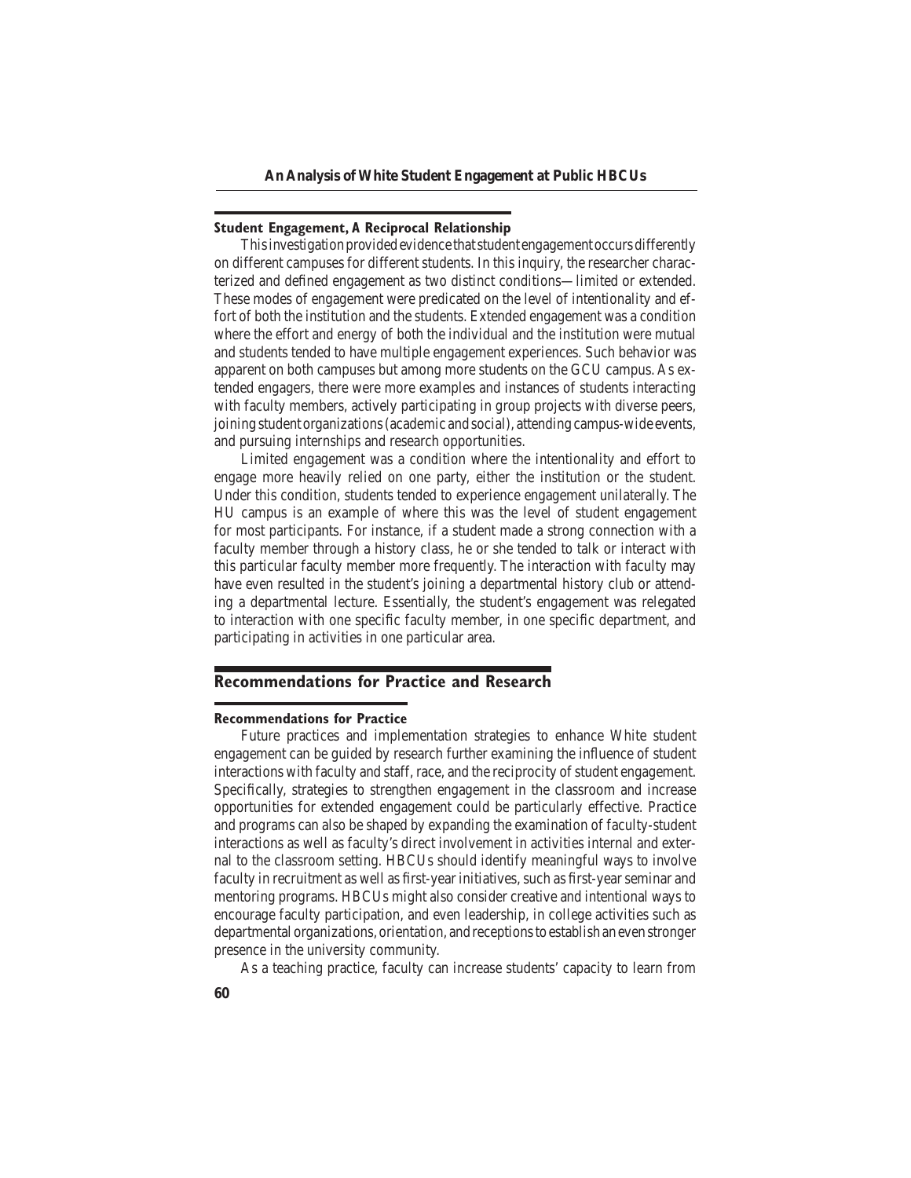### Student Engagement, A Reciprocal Relationship

This investigation provided evidence that student engagement occurs differently on different campuses for different students. In this inquiry, the researcher characterized and defined engagement as two distinct conditions—limited or extended. These modes of engagement were predicated on the level of intentionality and effort of both the institution and the students. Extended engagement was a condition where the effort and energy of both the individual and the institution were mutual and students tended to have multiple engagement experiences. Such behavior was apparent on both campuses but among more students on the GCU campus. As extended engagers, there were more examples and instances of students interacting with faculty members, actively participating in group projects with diverse peers, joining student organizations (academic and social), attending campus-wide events, and pursuing internships and research opportunities.

Limited engagement was a condition where the intentionality and effort to engage more heavily relied on one party, either the institution or the student. Under this condition, students tended to experience engagement unilaterally. The HU campus is an example of where this was the level of student engagement for most participants. For instance, if a student made a strong connection with a faculty member through a history class, he or she tended to talk or interact with this particular faculty member more frequently. The interaction with faculty may have even resulted in the student's joining a departmental history club or attending a departmental lecture. Essentially, the student's engagement was relegated to interaction with one specific faculty member, in one specific department, and participating in activities in one particular area.

## Recommendations for Practice and Research

### Recommendations for Practice

Future practices and implementation strategies to enhance White student engagement can be guided by research further examining the influence of student interactions with faculty and staff, race, and the reciprocity of student engagement. Specifically, strategies to strengthen engagement in the classroom and increase opportunities for extended engagement could be particularly effective. Practice and programs can also be shaped by expanding the examination of faculty-student interactions as well as faculty's direct involvement in activities internal and external to the classroom setting. HBCUs should identify meaningful ways to involve faculty in recruitment as well as first-year initiatives, such as first-year seminar and mentoring programs. HBCUs might also consider creative and intentional ways to encourage faculty participation, and even leadership, in college activities such as departmental organizations, orientation, and receptions to establish an even stronger presence in the university community.

As a teaching practice, faculty can increase students' capacity to learn from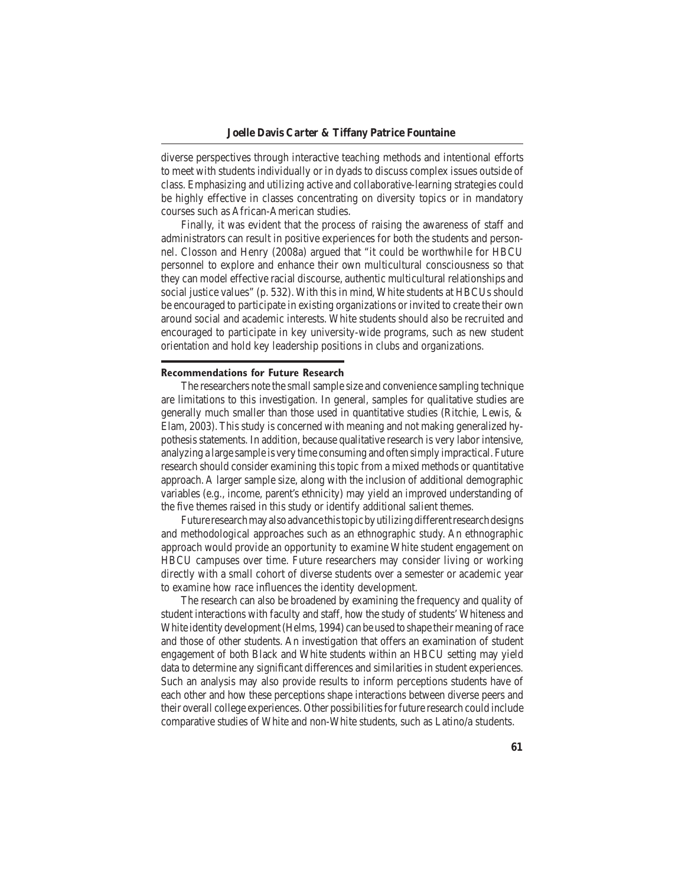diverse perspectives through interactive teaching methods and intentional efforts to meet with students individually or in dyads to discuss complex issues outside of class. Emphasizing and utilizing active and collaborative-learning strategies could be highly effective in classes concentrating on diversity topics or in mandatory courses such as African-American studies.

Finally, it was evident that the process of raising the awareness of staff and administrators can result in positive experiences for both the students and personnel. Closson and Henry (2008a) argued that "it could be worthwhile for HBCU personnel to explore and enhance their own multicultural consciousness so that they can model effective racial discourse, authentic multicultural relationships and social justice values" (p. 532). With this in mind, White students at HBCUs should be encouraged to participate in existing organizations or invited to create their own around social and academic interests. White students should also be recruited and encouraged to participate in key university-wide programs, such as new student orientation and hold key leadership positions in clubs and organizations.

## Recommendations for Future Research

The researchers note the small sample size and convenience sampling technique are limitations to this investigation. In general, samples for qualitative studies are generally much smaller than those used in quantitative studies (Ritchie, Lewis, & Elam, 2003). This study is concerned with meaning and not making generalized hypothesis statements. In addition, because qualitative research is very labor intensive, analyzing a large sample is very time consuming and often simply impractical. Future research should consider examining this topic from a mixed methods or quantitative approach. A larger sample size, along with the inclusion of additional demographic variables (e.g., income, parent's ethnicity) may yield an improved understanding of the five themes raised in this study or identify additional salient themes.

Future research may also advance this topic by utilizing different research designs and methodological approaches such as an ethnographic study. An ethnographic approach would provide an opportunity to examine White student engagement on HBCU campuses over time. Future researchers may consider living or working directly with a small cohort of diverse students over a semester or academic year to examine how race influences the identity development.

The research can also be broadened by examining the frequency and quality of student interactions with faculty and staff, how the study of students' Whiteness and White identity development (Helms, 1994) can be used to shape their meaning of race and those of other students. An investigation that offers an examination of student engagement of both Black and White students within an HBCU setting may yield data to determine any significant differences and similarities in student experiences. Such an analysis may also provide results to inform perceptions students have of each other and how these perceptions shape interactions between diverse peers and their overall college experiences. Other possibilities for future research could include comparative studies of White and non-White students, such as Latino/a students.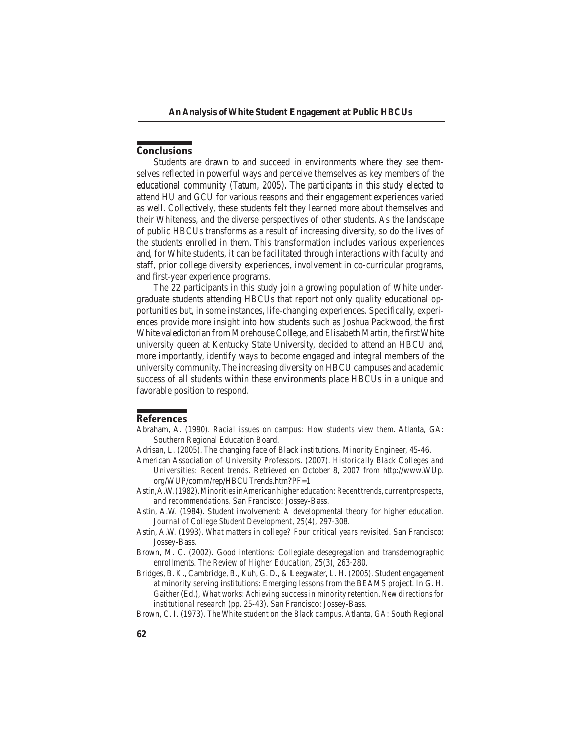## Conclusions

Students are drawn to and succeed in environments where they see themselves reflected in powerful ways and perceive themselves as key members of the educational community (Tatum, 2005). The participants in this study elected to attend HU and GCU for various reasons and their engagement experiences varied as well. Collectively, these students felt they learned more about themselves and their Whiteness, and the diverse perspectives of other students. As the landscape of public HBCUs transforms as a result of increasing diversity, so do the lives of the students enrolled in them. This transformation includes various experiences and, for White students, it can be facilitated through interactions with faculty and staff, prior college diversity experiences, involvement in co-curricular programs, and first-year experience programs.

The 22 participants in this study join a growing population of White undergraduate students attending HBCUs that report not only quality educational opportunities but, in some instances, life-changing experiences. Specifically, experiences provide more insight into how students such as Joshua Packwood, the first White valedictorian from Morehouse College, and Elisabeth Martin, the first White university queen at Kentucky State University, decided to attend an HBCU and, more importantly, identify ways to become engaged and integral members of the university community. The increasing diversity on HBCU campuses and academic success of all students within these environments place HBCUs in a unique and favorable position to respond.

## References

Abraham, A. (1990). *Racial issues on campus: How students view them*. Atlanta, GA: Southern Regional Education Board.

Adrisan, L. (2005). The changing face of Black institutions. *Minority Engineer*, 45-46.

American Association of University Professors. (2007). *Historically Black Colleges and Universities: Recent trends*. Retrieved on October 8, 2007 from http://www.WUp.org/WUP/comm/rep/HBCUTrends.htm?PF=1

Astin, A.W. (1982). *Minorities in American higher education: Recent trends, current prospects, and recommendations*. San Francisco: Jossey-Bass.

Astin, A.W. (1984). Student involvement: A developmental theory for higher education. *Journal of College Student Development, 25*(4), 297-308.

Astin, A.W. (1993). *What matters in college? Four critical years revisited*. San Francisco: Jossey-Bass.

Brown, M. C. (2002). Good intentions: Collegiate desegregation and transdemographic enrollments. *The Review of Higher Education, 25*(3), 263-280.

Bridges, B. K., Cambridge, B., Kuh, G. D., & Leegwater, L. H. (2005). Student engagement at minority serving institutions: Emerging lessons from the BEAMS project. In G. H. Gaither (Ed.), *What works: Achieving success in minority retention. New directions for institutional research* (pp. 25-43). San Francisco: Jossey-Bass.

Brown, C. I. (1973). *The White student on the Black campus*. Atlanta, GA: South Regional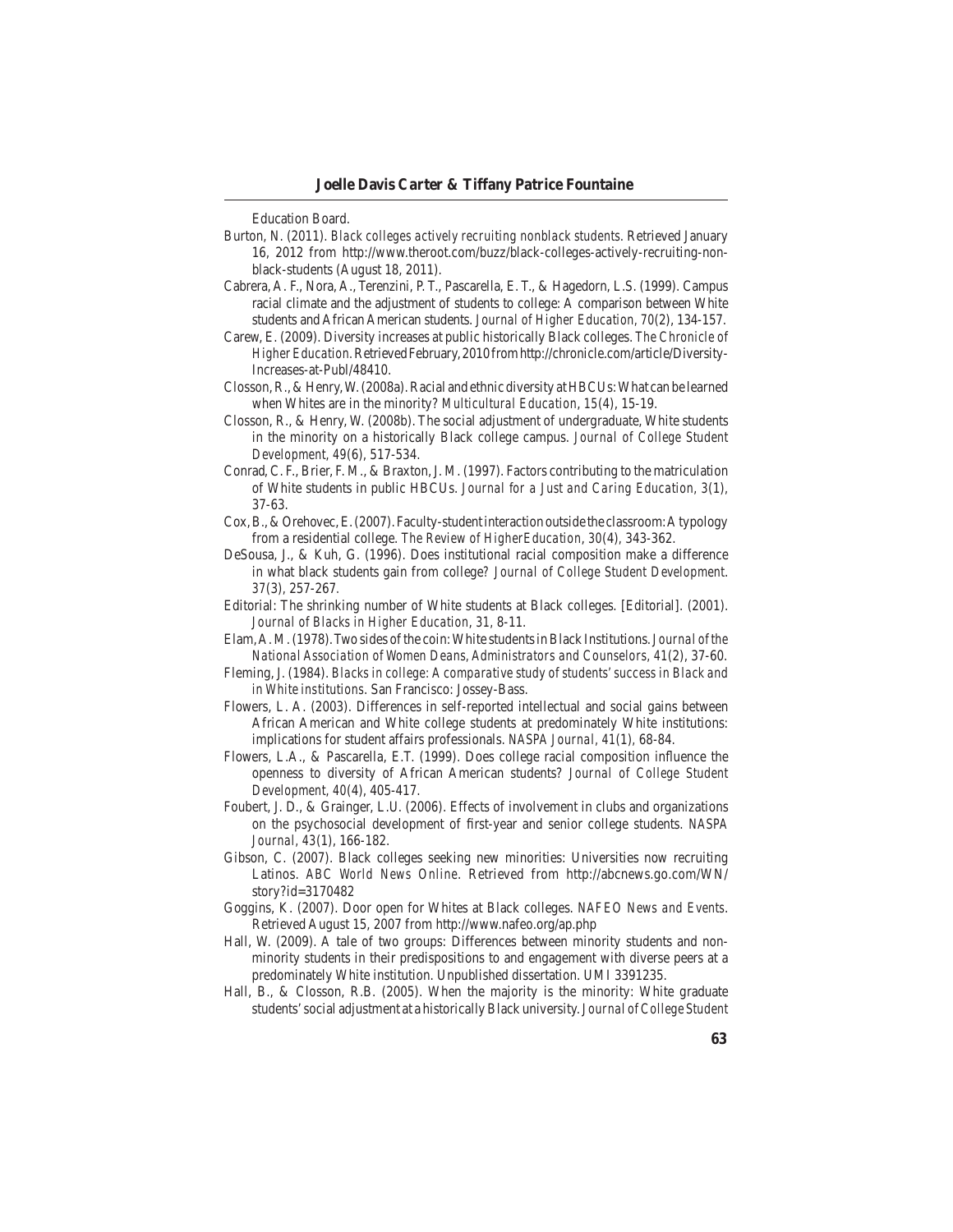Education Board.

Burton, N. (2011). *Black colleges actively recruiting nonblack students*. Retrieved January 16, 2012 from http://www.theroot.com/buzz/black-colleges-actively-recruiting-non-black-students (August 18, 2011).

Cabrera, A. F., Nora, A., Terenzini, P. T., Pascarella, E. T., & Hagedorn, L.S. (1999). Campus racial climate and the adjustment of students to college: A comparison between White students and African American students. *Journal of Higher Education*, *70*(2), 134-157.

Carew, E. (2009). Diversity increases at public historically Black colleges. *The Chronicle of Higher Education*. Retrieved February, 2010 from http://chronicle.com/article/Diversity-Increases-at-Publ/48410.

Closson, R., & Henry, W. (2008a). Racial and ethnic diversity at HBCUs: What can be learned when Whites are in the minority? *Multicultural Education*, *15*(4), 15-19.

Closson, R., & Henry, W. (2008b). The social adjustment of undergraduate, White students in the minority on a historically Black college campus. *Journal of College Student Development*, *49*(6), 517-534.

Conrad, C. F., Brier, F. M., & Braxton, J. M. (1997). Factors contributing to the matriculation of White students in public HBCUs. *Journal for a Just and Caring Education*, *3*(1), 37-63.

Cox, B., & Orehovec, E. (2007). Faculty-student interaction outside the classroom: A typology from a residential college. *The Review of Higher Education*, *30*(4), 343-362.

DeSousa, J., & Kuh, G. (1996). Does institutional racial composition make a difference in what black students gain from college? *Journal of College Student Development*. *37*(3), 257-267.

Editorial: The shrinking number of White students at Black colleges. [Editorial]. (2001). *Journal of Blacks in Higher Education*, *31*, 8-11.

Elam, A. M. (1978). Two sides of the coin: White students in Black Institutions. *Journal of the National Association of Women Deans, Administrators and Counselors*, *41*(2), 37-60.

Fleming, J. (1984). *Blacks in college: A comparative study of students' success in Black and in White institutions*. San Francisco: Jossey-Bass.

Flowers, L. A. (2003). Differences in self-reported intellectual and social gains between African American and White college students at predominately White institutions: implications for student affairs professionals. *NASPA Journal*, *41*(1), 68-84.

Flowers, L.A., & Pascarella, E.T. (1999). Does college racial composition influence the openness to diversity of African American students? *Journal of College Student Development*, *40*(4), 405-417.

Foubert, J. D., & Grainger, L.U. (2006). Effects of involvement in clubs and organizations on the psychosocial development of first-year and senior college students. *NASPA Journal*, *43*(1), 166-182.

Gibson, C. (2007). Black colleges seeking new minorities: Universities now recruiting Latinos. *ABC World News Online*. Retrieved from http://abcnews.go.com/WN/story?id=3170482

Goggins, K. (2007). Door open for Whites at Black colleges. *NAFEO News and Events*. Retrieved August 15, 2007 from http://www.nafeo.org/ap.php

Hall, W. (2009). A tale of two groups: Differences between minority students and non-minority students in their predispositions to and engagement with diverse peers at a predominately White institution. Unpublished dissertation. UMI 3391235.

Hall, B., & Closson, R.B. (2005). When the majority is the minority: White graduate students' social adjustment at a historically Black university. *Journal of College Student*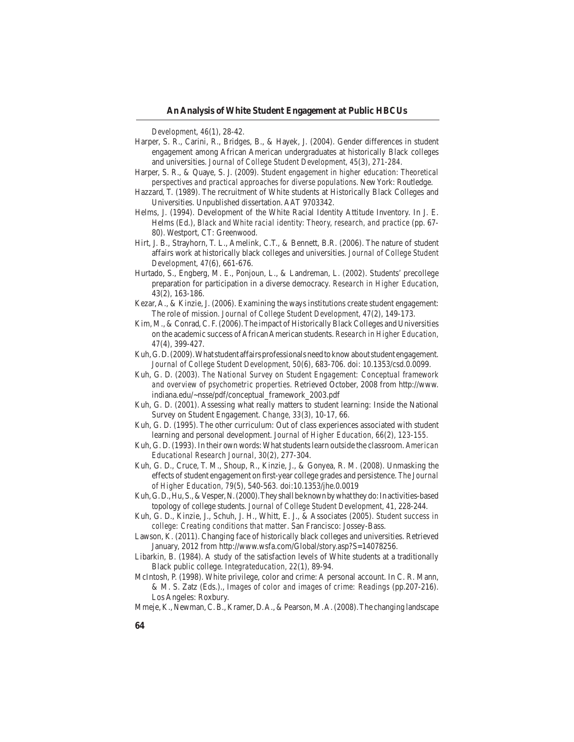Development, *46*(1), 28-42.

Harper, S. R., Carini, R., Bridges, B., & Hayek, J. (2004). Gender differences in student engagement among African American undergraduates at historically Black colleges and universities. *Journal of College Student Development, 45*(3), 271-284.

Harper, S. R., & Quaye, S. J. (2009). *Student engagement in higher education: Theoretical perspectives and practical approaches for diverse populations*. New York: Routledge.

Hazzard, T. (1989). The recruitment of White students at Historically Black Colleges and Universities. Unpublished dissertation. AAT 9703342.

Helms, J. (1994). Development of the White Racial Identity Attitude Inventory. In J. E. Helms (Ed.), *Black and White racial identity: Theory, research, and practice* (pp. 67-80). Westport, CT: Greenwood.

Hirt, J. B., Strayhorn, T. L., Amelink, C.T., & Bennett, B.R. (2006). The nature of student affairs work at historically black colleges and universities. *Journal of College Student Development, 47*(6), 661-676.

Hurtado, S., Engberg, M. E., Ponjoun, L., & Landreman, L. (2002). Students' precollege preparation for participation in a diverse democracy. *Research in Higher Education*, *43*(2), 163-186.

Kezar, A., & Kinzie, J. (2006). Examining the ways institutions create student engagement: The role of mission. *Journal of College Student Development, 47*(2), 149-173.

Kim, M., & Conrad, C. F. (2006). The impact of Historically Black Colleges and Universities on the academic success of African American students. *Research in Higher Education, 47*(4), 399-427.

Kuh, G. D. (2009). What student affairs professionals need to know about student engagement. *Journal of College Student Development, 50*(6), 683-706. doi: 10.1353/csd.0.0099.

Kuh, G. D. (2003). *The National Survey on Student Engagement: Conceptual framework and overview of psychometric properties.* Retrieved October, 2008 from http://www.indiana.edu/~nsse/pdf/conceptual_framework_2003.pdf

Kuh, G. D. (2001). Assessing what really matters to student learning: Inside the National Survey on Student Engagement. *Change, 33*(3), 10-17, 66.

Kuh, G. D. (1995). The other curriculum: Out of class experiences associated with student learning and personal development. *Journal of Higher Education, 66*(2), 123-155.

Kuh, G. D. (1993). In their own words: What students learn outside the classroom. *American Educational Research Journal, 30*(2), 277-304.

Kuh, G. D., Cruce, T. M., Shoup, R., Kinzie, J., & Gonyea, R. M. (2008). Unmasking the effects of student engagement on first-year college grades and persistence. *The Journal of Higher Education, 79*(5), 540-563. doi:10.1353/jhe.0.0019

Kuh, G. D., Hu, S., & Vesper, N. (2000). They shall be known by what they do: In activities-based topology of college students. *Journal of College Student Development, 41*, 228-244.

Kuh, G. D., Kinzie, J., Schuh, J. H., Whitt, E. J., & Associates (2005). *Student success in college: Creating conditions that matter*. San Francisco: Jossey-Bass.

Lawson, K. (2011). Changing face of historically black colleges and universities. Retrieved January, 2012 from http://www.wsfa.com/Global/story.asp?S=14078256.

Libarkin, B. (1984). A study of the satisfaction levels of White students at a traditionally Black public college. *Integrateducation, 22*(1), 89-94.

McIntosh, P. (1998). White privilege, color and crime: A personal account. In C. R. Mann, & M. S. Zatz (Eds.)., *Images of color and images of crime: Readings* (pp.207-216). Los Angeles: Roxbury.

Mmeje, K., Newman, C. B., Kramer, D. A., & Pearson, M. A. (2008). The changing landscape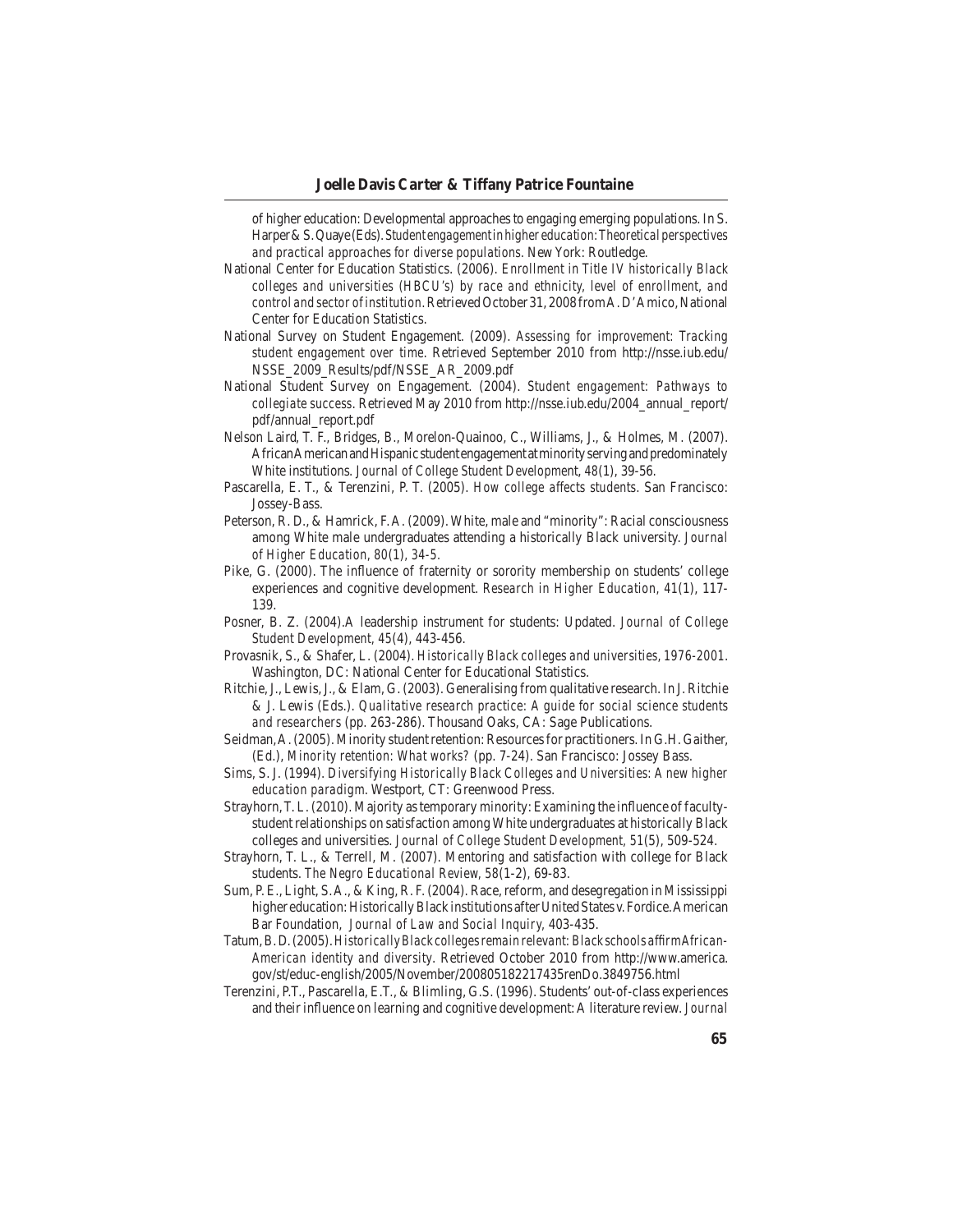of higher education: Developmental approaches to engaging emerging populations. In S. Harper & S. Quaye (Eds). *Student engagement in higher education: Theoretical perspectives and practical approaches for diverse populations*. New York: Routledge.

National Center for Education Statistics. (2006). *Enrollment in Title IV historically Black colleges and universities (HBCU's) by race and ethnicity, level of enrollment, and control and sector of institution*. Retrieved October 31, 2008 from A. D'Amico, National Center for Education Statistics.

National Survey on Student Engagement. (2009). *Assessing for improvement: Tracking student engagement over time*. Retrieved September 2010 from http://nsse.iub.edu/NSSE_2009_Results/pdf/NSSE_AR_2009.pdf

National Student Survey on Engagement. (2004). *Student engagement: Pathways to collegiate success*. Retrieved May 2010 from http://nsse.iub.edu/2004_annual_report/pdf/annual_report.pdf

Nelson Laird, T. F., Bridges, B., Morelon-Quainoo, C., Williams, J., & Holmes, M. (2007). African American and Hispanic student engagement at minority serving and predominately White institutions. *Journal of College Student Development*, *48*(1), 39-56.

Pascarella, E. T., & Terenzini, P. T. (2005). *How college affects students*. San Francisco: Jossey-Bass.

Peterson, R. D., & Hamrick, F. A. (2009). White, male and "minority": Racial consciousness among White male undergraduates attending a historically Black university. *Journal of Higher Education, 80*(1), 34-5.

Pike, G. (2000). The influence of fraternity or sorority membership on students' college experiences and cognitive development. *Research in Higher Education*, 41(1), 117-139.

Posner, B. Z. (2004).A leadership instrument for students: Updated. *Journal of College Student Development*, *45*(4), 443-456.

Provasnik, S., & Shafer, L. (2004). *Historically Black colleges and universities, 1976-2001*. Washington, DC: National Center for Educational Statistics.

Ritchie, J., Lewis, J., & Elam, G. (2003). Generalising from qualitative research. In J. Ritchie & J. Lewis (Eds.). *Qualitative research practice: A guide for social science students and researchers* (pp. 263-286). Thousand Oaks, CA: Sage Publications.

Seidman, A. (2005). Minority student retention: Resources for practitioners. In G.H. Gaither, (Ed.), *Minority retention: What works?* (pp. 7-24). San Francisco: Jossey Bass.

Sims, S. J. (1994). *Diversifying Historically Black Colleges and Universities: A new higher education paradigm*. Westport, CT: Greenwood Press.

Strayhorn, T. L. (2010). Majority as temporary minority: Examining the influence of faculty-student relationships on satisfaction among White undergraduates at historically Black colleges and universities. *Journal of College Student Development, 51*(5), 509-524.

Strayhorn, T. L., & Terrell, M. (2007). Mentoring and satisfaction with college for Black students. *The Negro Educational Review, 58*(1-2), 69-83.

Sum, P. E., Light, S. A., & King, R. F. (2004). Race, reform, and desegregation in Mississippi higher education: Historically Black institutions after United States v. Fordice. American Bar Foundation, *Journal of Law and Social Inquiry*, 403-435.

Tatum, B. D. (2005). *Historically Black colleges remain relevant: Black schools affirm African-American identity and diversity*. Retrieved October 2010 from http://www.america.gov/st/educ-english/2005/November/200805182217435renDo.3849756.html

Terenzini, P.T., Pascarella, E.T., & Blimling, G.S. (1996). Students' out-of-class experiences and their influence on learning and cognitive development: A literature review. *Journal*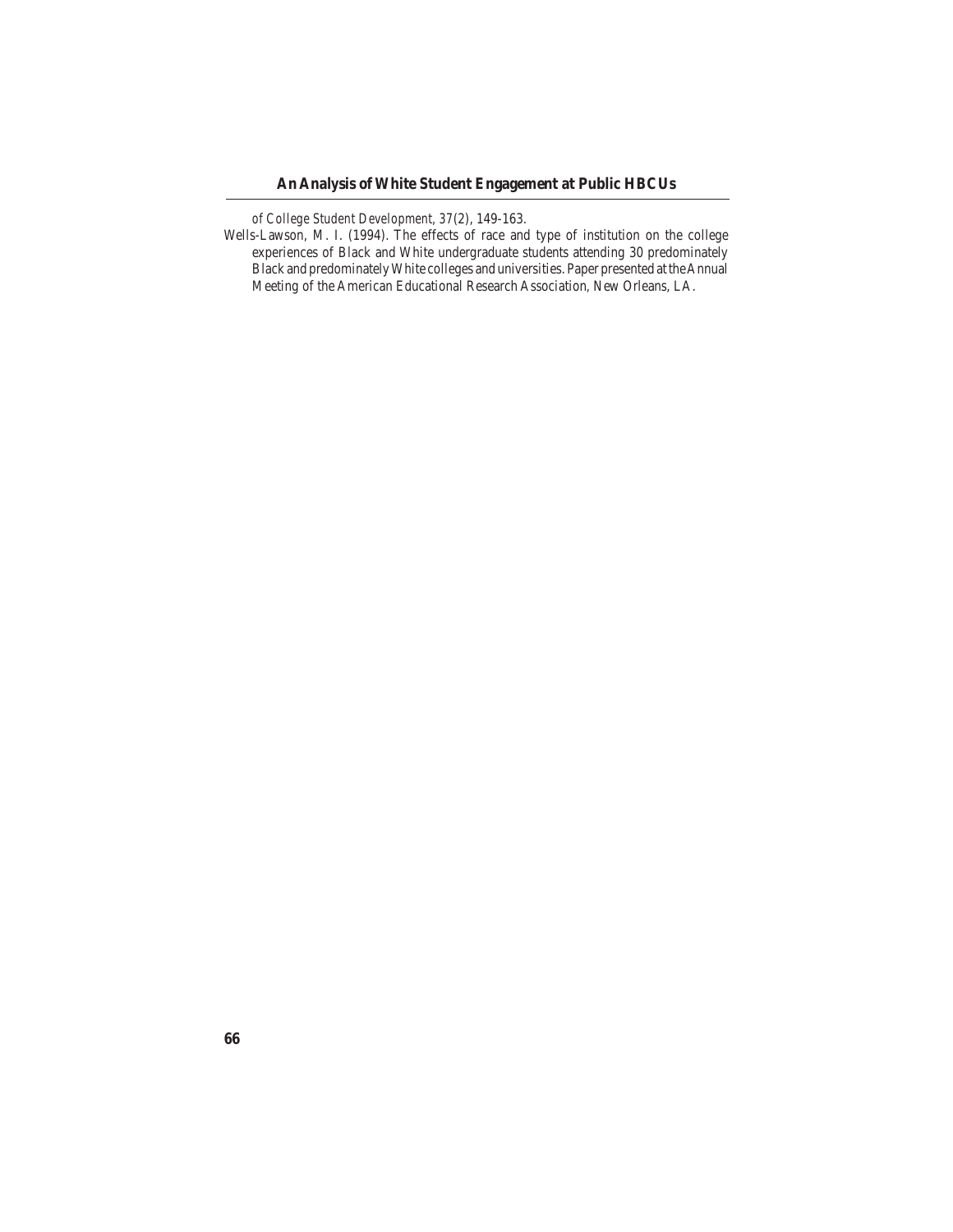*of College Student Development, 37*(2), 149-163.

Wells-Lawson, M. I. (1994). The effects of race and type of institution on the college experiences of Black and White undergraduate students attending 30 predominately Black and predominately White colleges and universities. Paper presented at the Annual Meeting of the American Educational Research Association, New Orleans, LA.